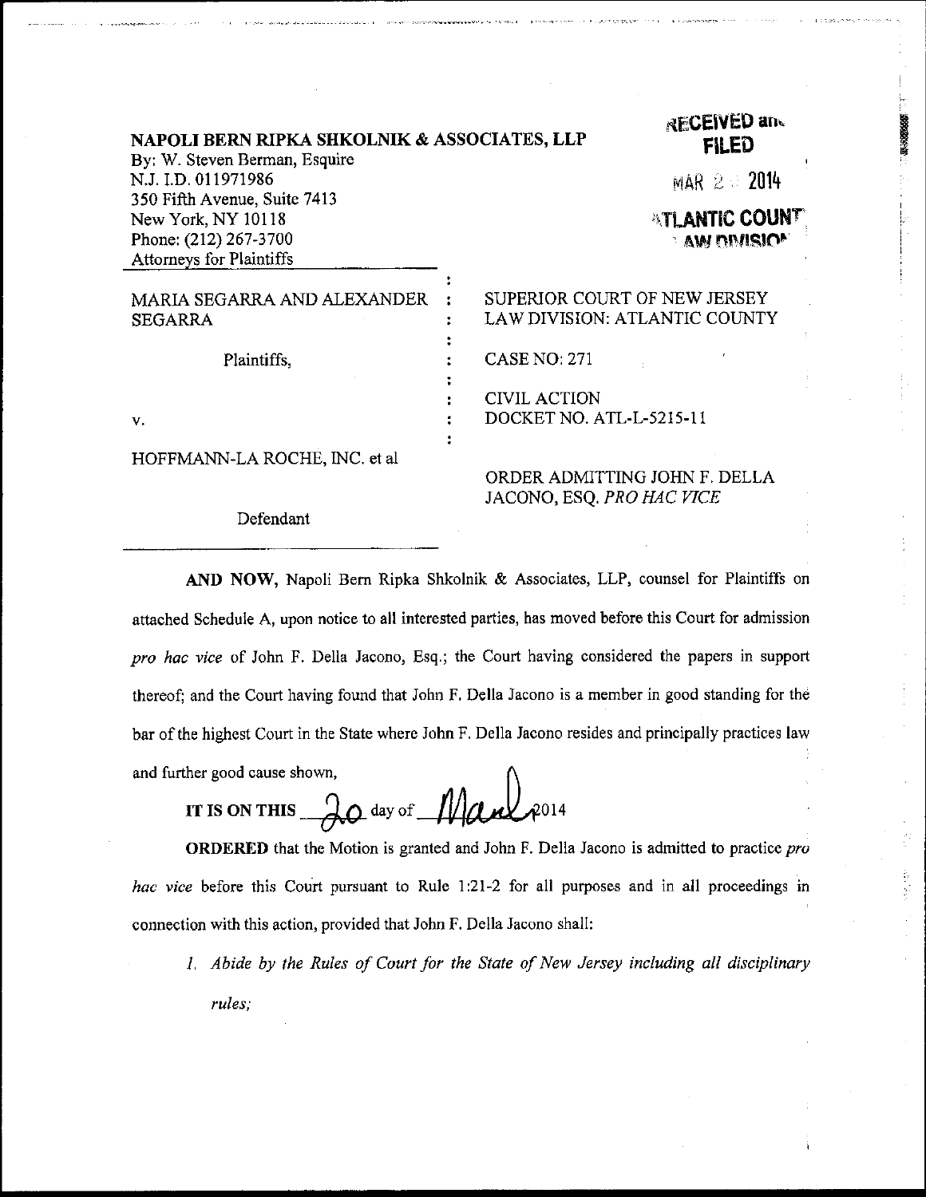**NAPOLI BERN RIPKA SHKOLNIK & ASSOCIATES, LLP**
By: W. Steven Berman, Esquire
N.J. I.D. 011971986
350 Fifth Avenue, Suite 7413
New York, NY 10118
Phone: (212) 267-3700
Attorneys for Plaintiffs

RECEIVED and FILED
MAR 2 2014
ATLANTIC COUNTY LAW DIVISION

MARIA SEGARRA AND ALEXANDER SEGARRA

Plaintiffs,

v.

HOFFMANN-LA ROCHE, INC. et al

Defendant

SUPERIOR COURT OF NEW JERSEY
LAW DIVISION: ATLANTIC COUNTY

CASE NO: 271

CIVIL ACTION
DOCKET NO. ATL-L-5215-11

ORDER ADMITTING JOHN F. DELLA JACONO, ESQ. *PRO HAC VICE*

**AND NOW**, Napoli Bern Ripka Shkolnik & Associates, LLP, counsel for Plaintiffs on attached Schedule A, upon notice to all interested parties, has moved before this Court for admission *pro hac vice* of John F. Della Jacono, Esq.; the Court having considered the papers in support thereof; and the Court having found that John F. Della Jacono is a member in good standing for the bar of the highest Court in the State where John F. Della Jacono resides and principally practices law and further good cause shown,

**IT IS ON THIS** 20 day of March 2014

**ORDERED** that the Motion is granted and John F. Della Jacono is admitted to practice *pro hac vice* before this Court pursuant to Rule 1:21-2 for all purposes and in all proceedings in connection with this action, provided that John F. Della Jacono shall:

1. *Abide by the Rules of Court for the State of New Jersey including all disciplinary rules;*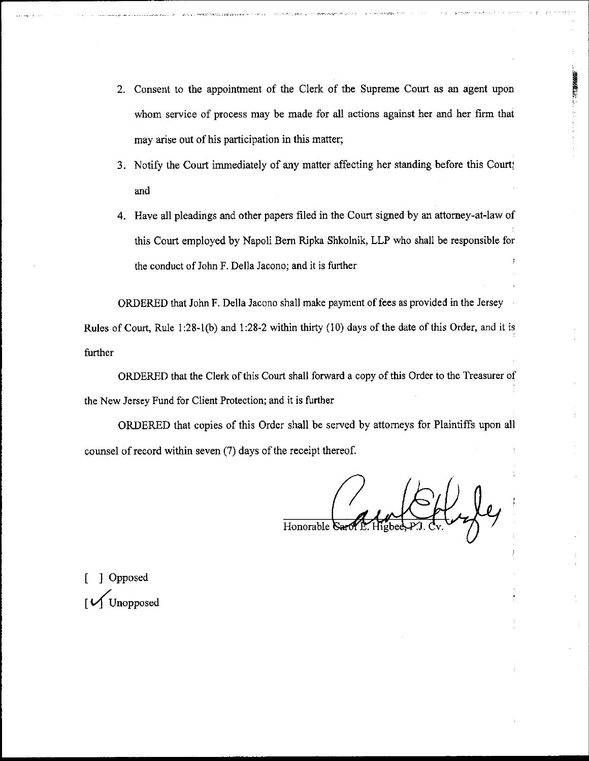2. Consent to the appointment of the Clerk of the Supreme Court as an agent upon whom service of process may be made for all actions against her and her firm that may arise out of his participation in this matter;

3. Notify the Court immediately of any matter affecting her standing before this Court; and

4. Have all pleadings and other papers filed in the Court signed by an attorney-at-law of this Court employed by Napoli Bern Ripka Shkolnik, LLP who shall be responsible for the conduct of John F. Della Jacono; and it is further

ORDERED that John F. Della Jacono shall make payment of fees as provided in the Jersey Rules of Court, Rule 1:28-1(b) and 1:28-2 within thirty (10) days of the date of this Order, and it is further

ORDERED that the Clerk of this Court shall forward a copy of this Order to the Treasurer of the New Jersey Fund for Client Protection; and it is further

ORDERED that copies of this Order shall be served by attorneys for Plaintiffs upon all counsel of record within seven (7) days of the receipt thereof.

Honorable Carol E. Higbee, P.J. Cv.

[ ] Opposed

[✓] Unopposed